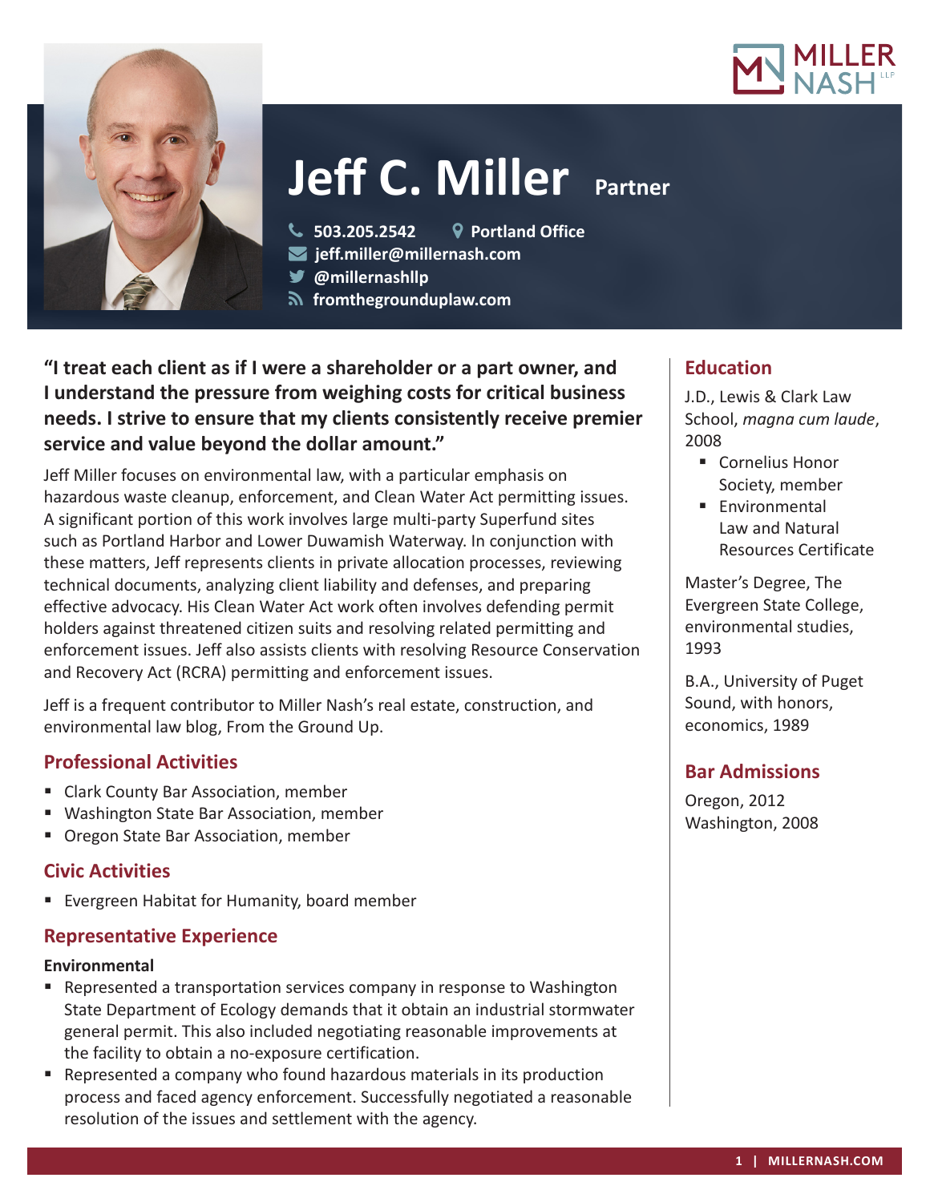# Jeff C. Miller Partner

503.205.2542 Portland Office
jeff.miller@millernash.com
@millernashllp
fromthegrounduplaw.com

**"I treat each client as if I were a shareholder or a part owner, and I understand the pressure from weighing costs for critical business needs. I strive to ensure that my clients consistently receive premier service and value beyond the dollar amount."**

Jeff Miller focuses on environmental law, with a particular emphasis on hazardous waste cleanup, enforcement, and Clean Water Act permitting issues. A significant portion of this work involves large multi-party Superfund sites such as Portland Harbor and Lower Duwamish Waterway. In conjunction with these matters, Jeff represents clients in private allocation processes, reviewing technical documents, analyzing client liability and defenses, and preparing effective advocacy. His Clean Water Act work often involves defending permit holders against threatened citizen suits and resolving related permitting and enforcement issues. Jeff also assists clients with resolving Resource Conservation and Recovery Act (RCRA) permitting and enforcement issues.

Jeff is a frequent contributor to Miller Nash's real estate, construction, and environmental law blog, From the Ground Up.

## Professional Activities

- Clark County Bar Association, member
- Washington State Bar Association, member
- Oregon State Bar Association, member

## Civic Activities

- Evergreen Habitat for Humanity, board member

## Representative Experience

**Environmental**

- Represented a transportation services company in response to Washington State Department of Ecology demands that it obtain an industrial stormwater general permit. This also included negotiating reasonable improvements at the facility to obtain a no-exposure certification.
- Represented a company who found hazardous materials in its production process and faced agency enforcement. Successfully negotiated a reasonable resolution of the issues and settlement with the agency.

## Education

J.D., Lewis & Clark Law School, *magna cum laude*, 2008

- Cornelius Honor Society, member
- Environmental Law and Natural Resources Certificate

Master's Degree, The Evergreen State College, environmental studies, 1993

B.A., University of Puget Sound, with honors, economics, 1989

## Bar Admissions

Oregon, 2012
Washington, 2008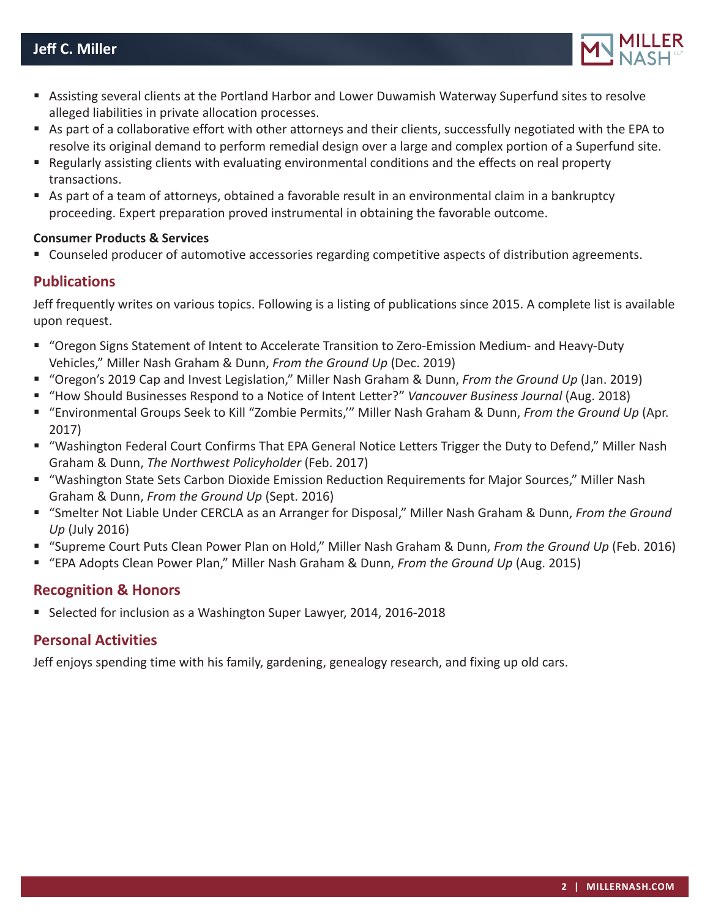- Assisting several clients at the Portland Harbor and Lower Duwamish Waterway Superfund sites to resolve alleged liabilities in private allocation processes.
- As part of a collaborative effort with other attorneys and their clients, successfully negotiated with the EPA to resolve its original demand to perform remedial design over a large and complex portion of a Superfund site.
- Regularly assisting clients with evaluating environmental conditions and the effects on real property transactions.
- As part of a team of attorneys, obtained a favorable result in an environmental claim in a bankruptcy proceeding. Expert preparation proved instrumental in obtaining the favorable outcome.

**Consumer Products & Services**

- Counseled producer of automotive accessories regarding competitive aspects of distribution agreements.

## Publications

Jeff frequently writes on various topics. Following is a listing of publications since 2015. A complete list is available upon request.

- "Oregon Signs Statement of Intent to Accelerate Transition to Zero-Emission Medium- and Heavy-Duty Vehicles," Miller Nash Graham & Dunn, *From the Ground Up* (Dec. 2019)
- "Oregon's 2019 Cap and Invest Legislation," Miller Nash Graham & Dunn, *From the Ground Up* (Jan. 2019)
- "How Should Businesses Respond to a Notice of Intent Letter?" *Vancouver Business Journal* (Aug. 2018)
- "Environmental Groups Seek to Kill "Zombie Permits,'" Miller Nash Graham & Dunn, *From the Ground Up* (Apr. 2017)
- "Washington Federal Court Confirms That EPA General Notice Letters Trigger the Duty to Defend," Miller Nash Graham & Dunn, *The Northwest Policyholder* (Feb. 2017)
- "Washington State Sets Carbon Dioxide Emission Reduction Requirements for Major Sources," Miller Nash Graham & Dunn, *From the Ground Up* (Sept. 2016)
- "Smelter Not Liable Under CERCLA as an Arranger for Disposal," Miller Nash Graham & Dunn, *From the Ground Up* (July 2016)
- "Supreme Court Puts Clean Power Plan on Hold," Miller Nash Graham & Dunn, *From the Ground Up* (Feb. 2016)
- "EPA Adopts Clean Power Plan," Miller Nash Graham & Dunn, *From the Ground Up* (Aug. 2015)

## Recognition & Honors

- Selected for inclusion as a Washington Super Lawyer, 2014, 2016-2018

## Personal Activities

Jeff enjoys spending time with his family, gardening, genealogy research, and fixing up old cars.